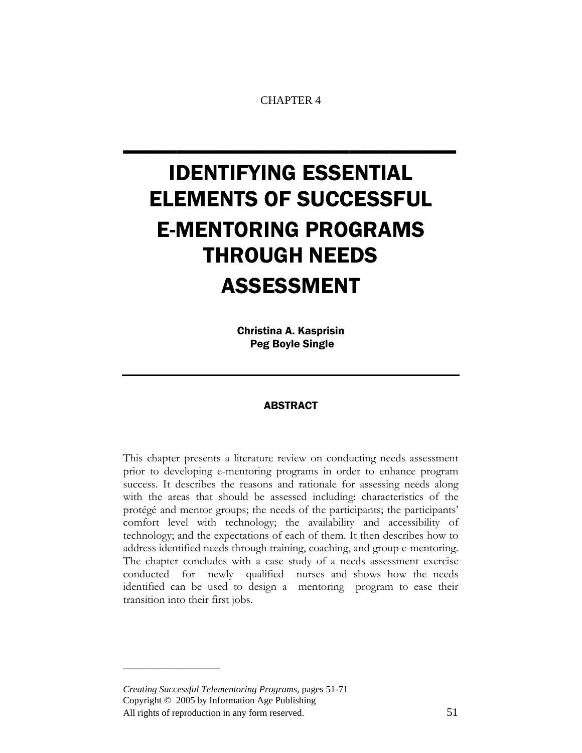CHAPTER 4

# IDENTIFYING ESSENTIAL ELEMENTS OF SUCCESSFUL E-MENTORING PROGRAMS THROUGH NEEDS ASSESSMENT

**Christina A. Kasprisin**
**Peg Boyle Single**

## ABSTRACT

This chapter presents a literature review on conducting needs assessment prior to developing e-mentoring programs in order to enhance program success. It describes the reasons and rationale for assessing needs along with the areas that should be assessed including: characteristics of the protégé and mentor groups; the needs of the participants; the participants' comfort level with technology; the availability and accessibility of technology; and the expectations of each of them. It then describes how to address identified needs through training, coaching, and group e-mentoring. The chapter concludes with a case study of a needs assessment exercise conducted for newly qualified nurses and shows how the needs identified can be used to design a mentoring program to ease their transition into their first jobs.

---

*Creating Successful Telementoring Programs,* pages 51-71
Copyright © 2005 by Information Age Publishing
All rights of reproduction in any form reserved.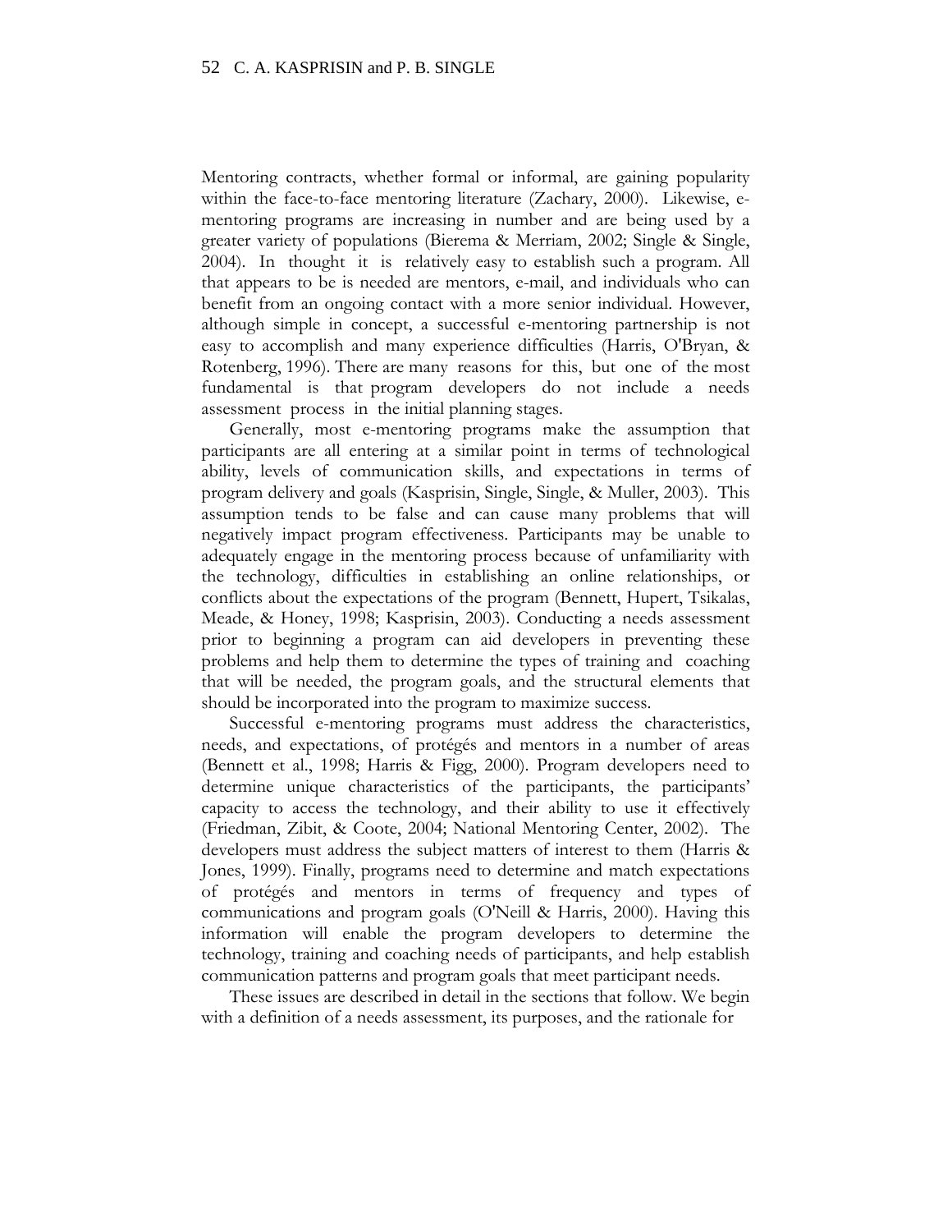Mentoring contracts, whether formal or informal, are gaining popularity within the face-to-face mentoring literature (Zachary, 2000). Likewise, e-mentoring programs are increasing in number and are being used by a greater variety of populations (Bierema & Merriam, 2002; Single & Single, 2004). In thought it is relatively easy to establish such a program. All that appears to be is needed are mentors, e-mail, and individuals who can benefit from an ongoing contact with a more senior individual. However, although simple in concept, a successful e-mentoring partnership is not easy to accomplish and many experience difficulties (Harris, O'Bryan, & Rotenberg, 1996). There are many reasons for this, but one of the most fundamental is that program developers do not include a needs assessment process in the initial planning stages.

Generally, most e-mentoring programs make the assumption that participants are all entering at a similar point in terms of technological ability, levels of communication skills, and expectations in terms of program delivery and goals (Kasprisin, Single, Single, & Muller, 2003). This assumption tends to be false and can cause many problems that will negatively impact program effectiveness. Participants may be unable to adequately engage in the mentoring process because of unfamiliarity with the technology, difficulties in establishing an online relationships, or conflicts about the expectations of the program (Bennett, Hupert, Tsikalas, Meade, & Honey, 1998; Kasprisin, 2003). Conducting a needs assessment prior to beginning a program can aid developers in preventing these problems and help them to determine the types of training and coaching that will be needed, the program goals, and the structural elements that should be incorporated into the program to maximize success.

Successful e-mentoring programs must address the characteristics, needs, and expectations, of protégés and mentors in a number of areas (Bennett et al., 1998; Harris & Figg, 2000). Program developers need to determine unique characteristics of the participants, the participants' capacity to access the technology, and their ability to use it effectively (Friedman, Zibit, & Coote, 2004; National Mentoring Center, 2002). The developers must address the subject matters of interest to them (Harris & Jones, 1999). Finally, programs need to determine and match expectations of protégés and mentors in terms of frequency and types of communications and program goals (O'Neill & Harris, 2000). Having this information will enable the program developers to determine the technology, training and coaching needs of participants, and help establish communication patterns and program goals that meet participant needs.

These issues are described in detail in the sections that follow. We begin with a definition of a needs assessment, its purposes, and the rationale for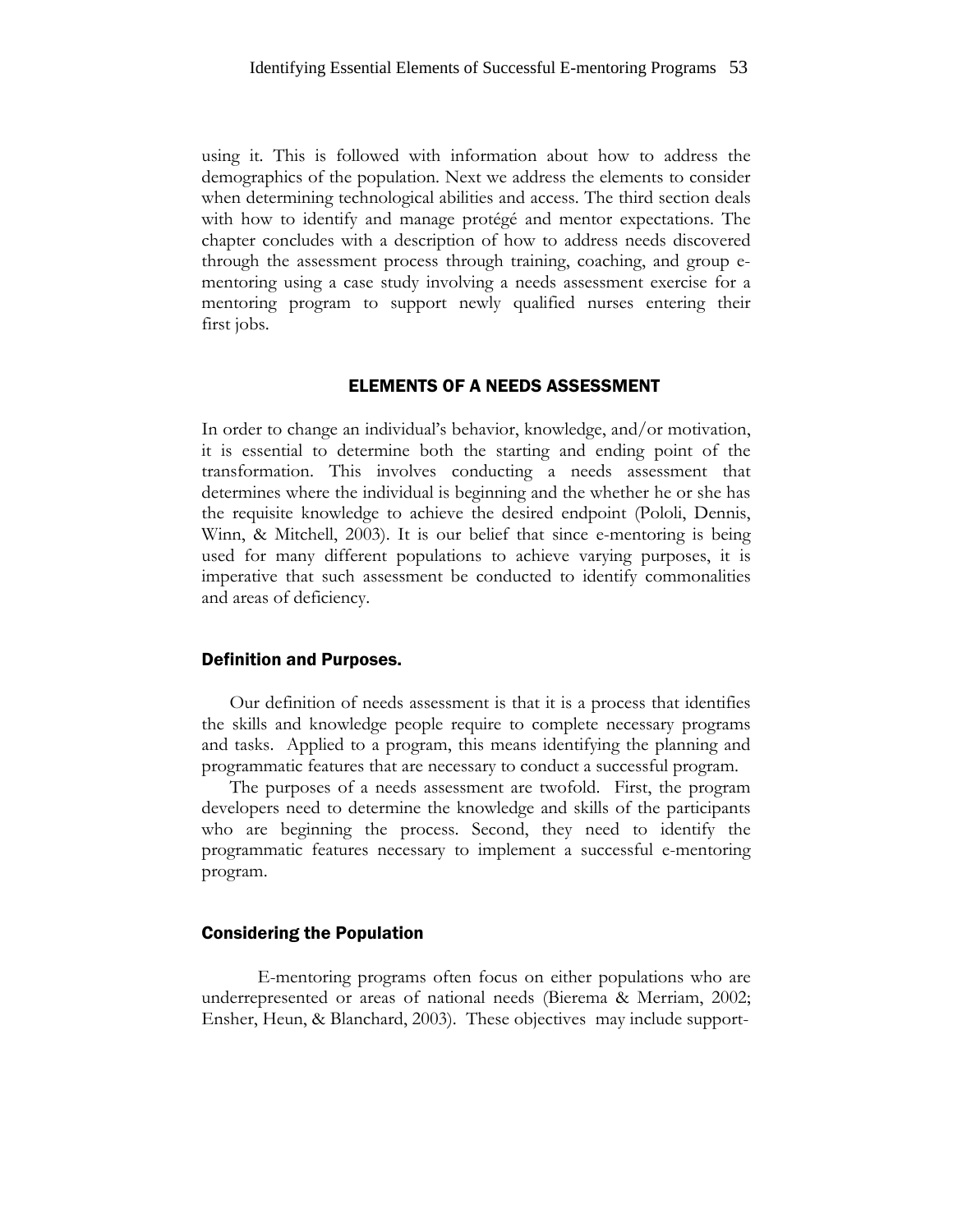using it. This is followed with information about how to address the demographics of the population. Next we address the elements to consider when determining technological abilities and access. The third section deals with how to identify and manage protégé and mentor expectations. The chapter concludes with a description of how to address needs discovered through the assessment process through training, coaching, and group e-mentoring using a case study involving a needs assessment exercise for a mentoring program to support newly qualified nurses entering their first jobs.

## ELEMENTS OF A NEEDS ASSESSMENT

In order to change an individual's behavior, knowledge, and/or motivation, it is essential to determine both the starting and ending point of the transformation. This involves conducting a needs assessment that determines where the individual is beginning and the whether he or she has the requisite knowledge to achieve the desired endpoint (Pololi, Dennis, Winn, & Mitchell, 2003). It is our belief that since e-mentoring is being used for many different populations to achieve varying purposes, it is imperative that such assessment be conducted to identify commonalities and areas of deficiency.

### Definition and Purposes.

Our definition of needs assessment is that it is a process that identifies the skills and knowledge people require to complete necessary programs and tasks. Applied to a program, this means identifying the planning and programmatic features that are necessary to conduct a successful program.

The purposes of a needs assessment are twofold. First, the program developers need to determine the knowledge and skills of the participants who are beginning the process. Second, they need to identify the programmatic features necessary to implement a successful e-mentoring program.

### Considering the Population

E-mentoring programs often focus on either populations who are underrepresented or areas of national needs (Bierema & Merriam, 2002; Ensher, Heun, & Blanchard, 2003). These objectives may include support-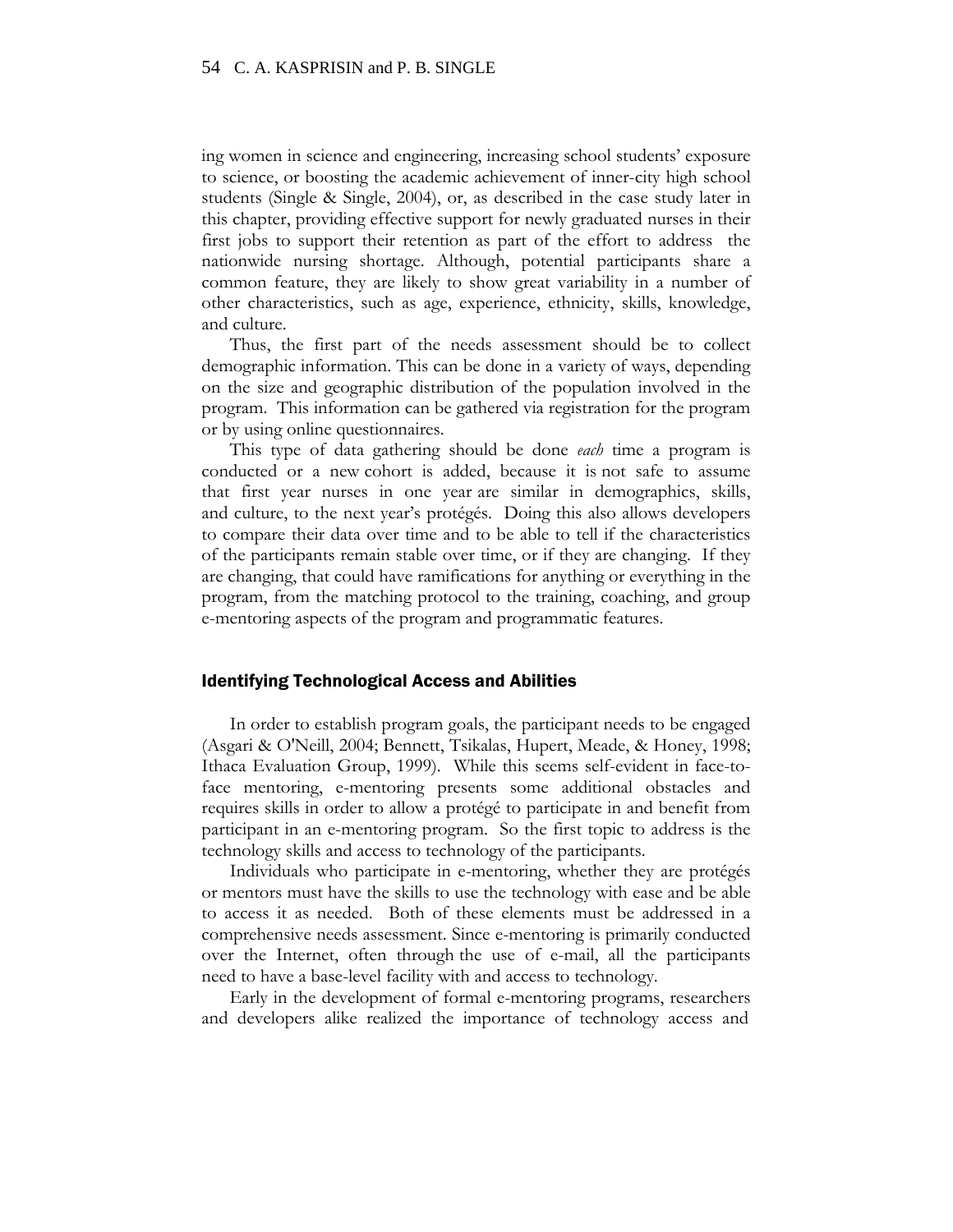ing women in science and engineering, increasing school students' exposure to science, or boosting the academic achievement of inner-city high school students (Single & Single, 2004), or, as described in the case study later in this chapter, providing effective support for newly graduated nurses in their first jobs to support their retention as part of the effort to address the nationwide nursing shortage. Although, potential participants share a common feature, they are likely to show great variability in a number of other characteristics, such as age, experience, ethnicity, skills, knowledge, and culture.

Thus, the first part of the needs assessment should be to collect demographic information. This can be done in a variety of ways, depending on the size and geographic distribution of the population involved in the program. This information can be gathered via registration for the program or by using online questionnaires.

This type of data gathering should be done *each* time a program is conducted or a new cohort is added, because it is not safe to assume that first year nurses in one year are similar in demographics, skills, and culture, to the next year's protégés. Doing this also allows developers to compare their data over time and to be able to tell if the characteristics of the participants remain stable over time, or if they are changing. If they are changing, that could have ramifications for anything or everything in the program, from the matching protocol to the training, coaching, and group e-mentoring aspects of the program and programmatic features.

## Identifying Technological Access and Abilities

In order to establish program goals, the participant needs to be engaged (Asgari & O'Neill, 2004; Bennett, Tsikalas, Hupert, Meade, & Honey, 1998; Ithaca Evaluation Group, 1999). While this seems self-evident in face-to-face mentoring, e-mentoring presents some additional obstacles and requires skills in order to allow a protégé to participate in and benefit from participant in an e-mentoring program. So the first topic to address is the technology skills and access to technology of the participants.

Individuals who participate in e-mentoring, whether they are protégés or mentors must have the skills to use the technology with ease and be able to access it as needed. Both of these elements must be addressed in a comprehensive needs assessment. Since e-mentoring is primarily conducted over the Internet, often through the use of e-mail, all the participants need to have a base-level facility with and access to technology.

Early in the development of formal e-mentoring programs, researchers and developers alike realized the importance of technology access and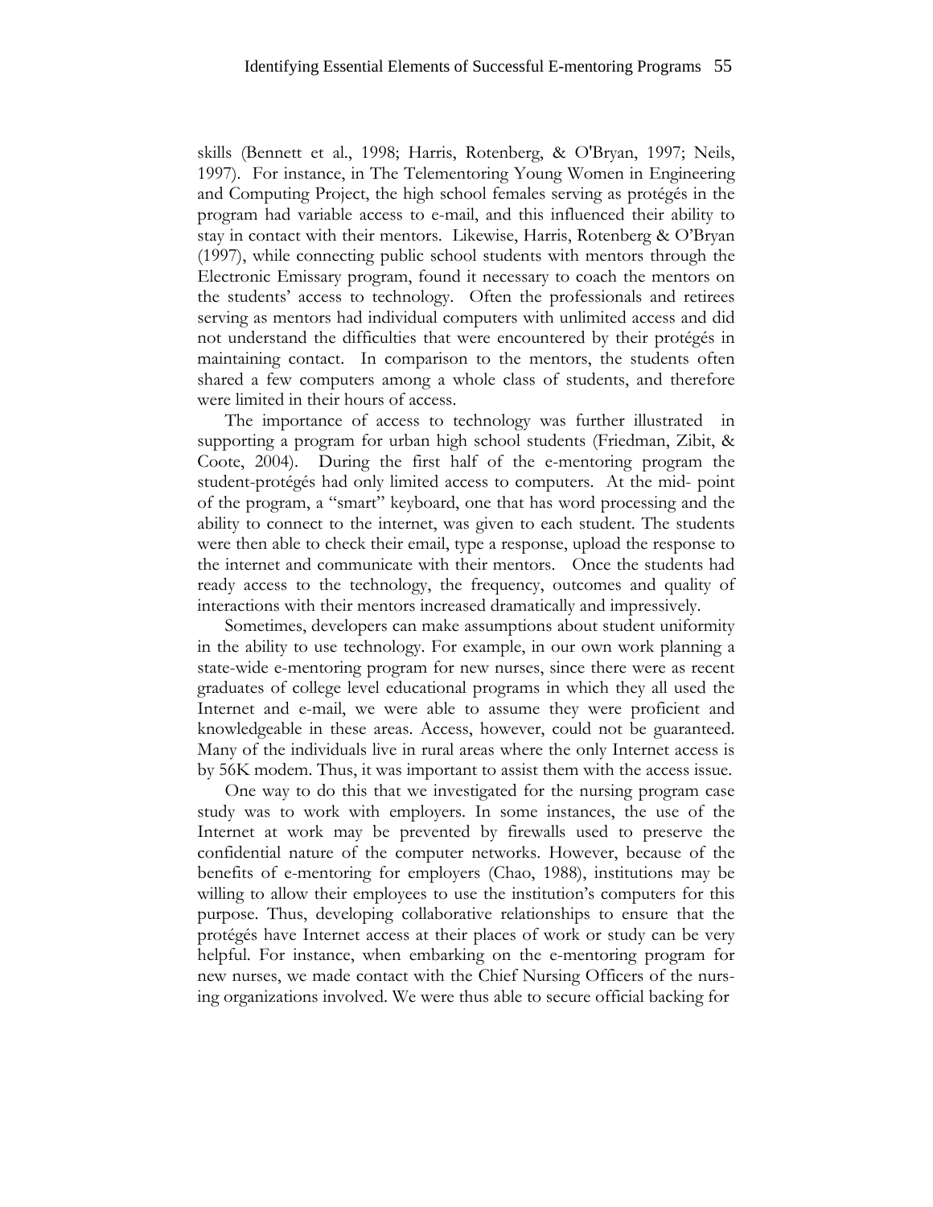skills (Bennett et al., 1998; Harris, Rotenberg, & O'Bryan, 1997; Neils, 1997). For instance, in The Telementoring Young Women in Engineering and Computing Project, the high school females serving as protégés in the program had variable access to e-mail, and this influenced their ability to stay in contact with their mentors. Likewise, Harris, Rotenberg & O'Bryan (1997), while connecting public school students with mentors through the Electronic Emissary program, found it necessary to coach the mentors on the students' access to technology. Often the professionals and retirees serving as mentors had individual computers with unlimited access and did not understand the difficulties that were encountered by their protégés in maintaining contact. In comparison to the mentors, the students often shared a few computers among a whole class of students, and therefore were limited in their hours of access.

The importance of access to technology was further illustrated in supporting a program for urban high school students (Friedman, Zibit, & Coote, 2004). During the first half of the e-mentoring program the student-protégés had only limited access to computers. At the mid- point of the program, a "smart" keyboard, one that has word processing and the ability to connect to the internet, was given to each student. The students were then able to check their email, type a response, upload the response to the internet and communicate with their mentors. Once the students had ready access to the technology, the frequency, outcomes and quality of interactions with their mentors increased dramatically and impressively.

Sometimes, developers can make assumptions about student uniformity in the ability to use technology. For example, in our own work planning a state-wide e-mentoring program for new nurses, since there were as recent graduates of college level educational programs in which they all used the Internet and e-mail, we were able to assume they were proficient and knowledgeable in these areas. Access, however, could not be guaranteed. Many of the individuals live in rural areas where the only Internet access is by 56K modem. Thus, it was important to assist them with the access issue.

One way to do this that we investigated for the nursing program case study was to work with employers. In some instances, the use of the Internet at work may be prevented by firewalls used to preserve the confidential nature of the computer networks. However, because of the benefits of e-mentoring for employers (Chao, 1988), institutions may be willing to allow their employees to use the institution's computers for this purpose. Thus, developing collaborative relationships to ensure that the protégés have Internet access at their places of work or study can be very helpful. For instance, when embarking on the e-mentoring program for new nurses, we made contact with the Chief Nursing Officers of the nursing organizations involved. We were thus able to secure official backing for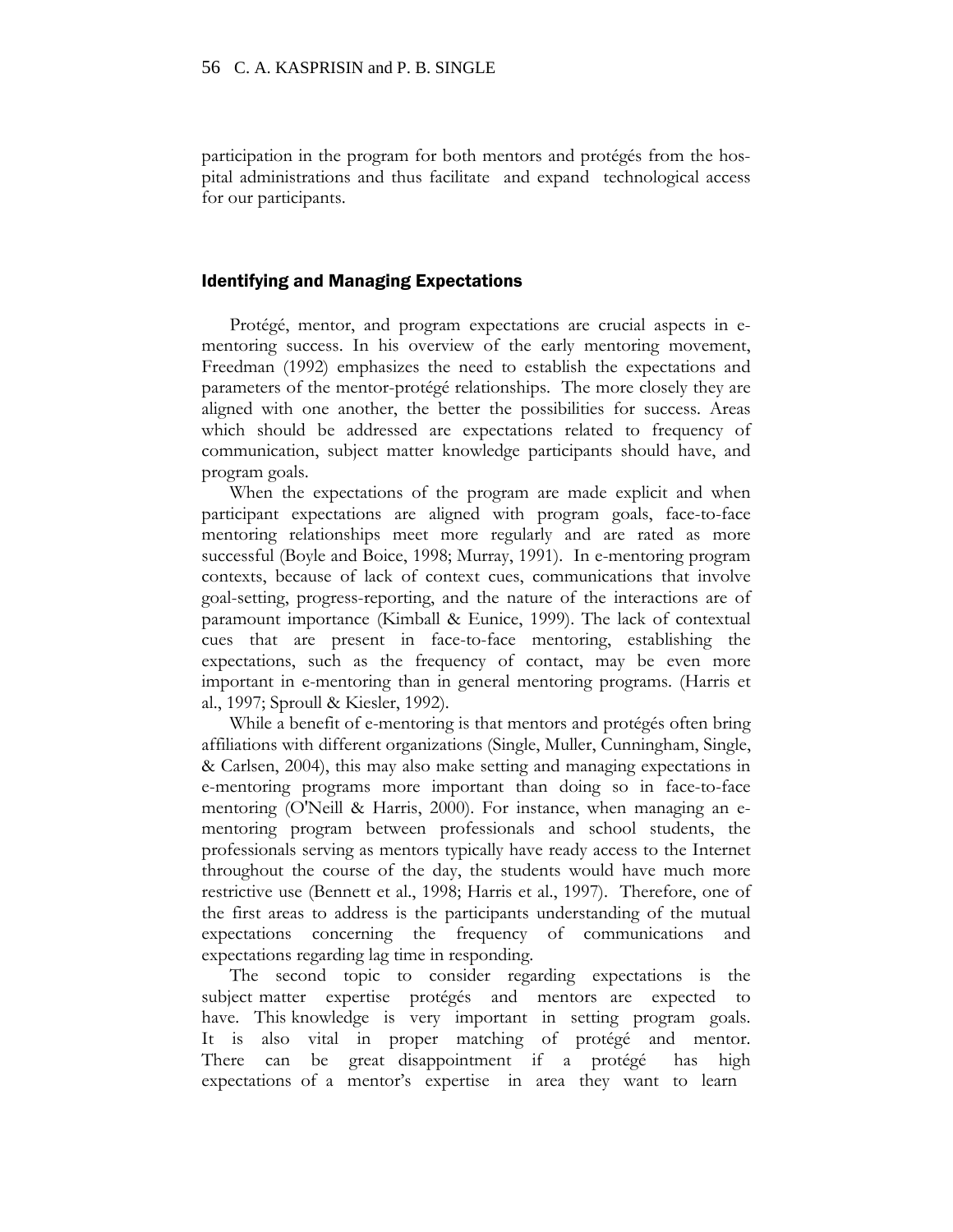participation in the program for both mentors and protégés from the hospital administrations and thus facilitate and expand technological access for our participants.

## Identifying and Managing Expectations

Protégé, mentor, and program expectations are crucial aspects in e-mentoring success. In his overview of the early mentoring movement, Freedman (1992) emphasizes the need to establish the expectations and parameters of the mentor-protégé relationships. The more closely they are aligned with one another, the better the possibilities for success. Areas which should be addressed are expectations related to frequency of communication, subject matter knowledge participants should have, and program goals.

When the expectations of the program are made explicit and when participant expectations are aligned with program goals, face-to-face mentoring relationships meet more regularly and are rated as more successful (Boyle and Boice, 1998; Murray, 1991). In e-mentoring program contexts, because of lack of context cues, communications that involve goal-setting, progress-reporting, and the nature of the interactions are of paramount importance (Kimball & Eunice, 1999). The lack of contextual cues that are present in face-to-face mentoring, establishing the expectations, such as the frequency of contact, may be even more important in e-mentoring than in general mentoring programs. (Harris et al., 1997; Sproull & Kiesler, 1992).

While a benefit of e-mentoring is that mentors and protégés often bring affiliations with different organizations (Single, Muller, Cunningham, Single, & Carlsen, 2004), this may also make setting and managing expectations in e-mentoring programs more important than doing so in face-to-face mentoring (O'Neill & Harris, 2000). For instance, when managing an e-mentoring program between professionals and school students, the professionals serving as mentors typically have ready access to the Internet throughout the course of the day, the students would have much more restrictive use (Bennett et al., 1998; Harris et al., 1997). Therefore, one of the first areas to address is the participants understanding of the mutual expectations concerning the frequency of communications and expectations regarding lag time in responding.

The second topic to consider regarding expectations is the subject matter expertise protégés and mentors are expected to have. This knowledge is very important in setting program goals. It is also vital in proper matching of protégé and mentor. There can be great disappointment if a protégé has high expectations of a mentor's expertise in area they want to learn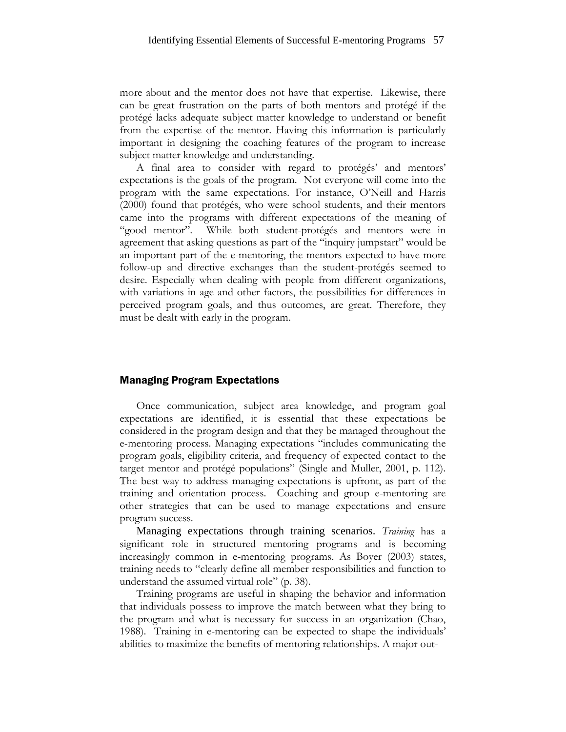more about and the mentor does not have that expertise. Likewise, there can be great frustration on the parts of both mentors and protégé if the protégé lacks adequate subject matter knowledge to understand or benefit from the expertise of the mentor. Having this information is particularly important in designing the coaching features of the program to increase subject matter knowledge and understanding.

A final area to consider with regard to protégés' and mentors' expectations is the goals of the program. Not everyone will come into the program with the same expectations. For instance, O'Neill and Harris (2000) found that protégés, who were school students, and their mentors came into the programs with different expectations of the meaning of "good mentor". While both student-protégés and mentors were in agreement that asking questions as part of the "inquiry jumpstart" would be an important part of the e-mentoring, the mentors expected to have more follow-up and directive exchanges than the student-protégés seemed to desire. Especially when dealing with people from different organizations, with variations in age and other factors, the possibilities for differences in perceived program goals, and thus outcomes, are great. Therefore, they must be dealt with early in the program.

## Managing Program Expectations

Once communication, subject area knowledge, and program goal expectations are identified, it is essential that these expectations be considered in the program design and that they be managed throughout the e-mentoring process. Managing expectations "includes communicating the program goals, eligibility criteria, and frequency of expected contact to the target mentor and protégé populations" (Single and Muller, 2001, p. 112). The best way to address managing expectations is upfront, as part of the training and orientation process. Coaching and group e-mentoring are other strategies that can be used to manage expectations and ensure program success.

Managing expectations through training scenarios. *Training* has a significant role in structured mentoring programs and is becoming increasingly common in e-mentoring programs. As Boyer (2003) states, training needs to "clearly define all member responsibilities and function to understand the assumed virtual role" (p. 38).

Training programs are useful in shaping the behavior and information that individuals possess to improve the match between what they bring to the program and what is necessary for success in an organization (Chao, 1988). Training in e-mentoring can be expected to shape the individuals' abilities to maximize the benefits of mentoring relationships. A major out-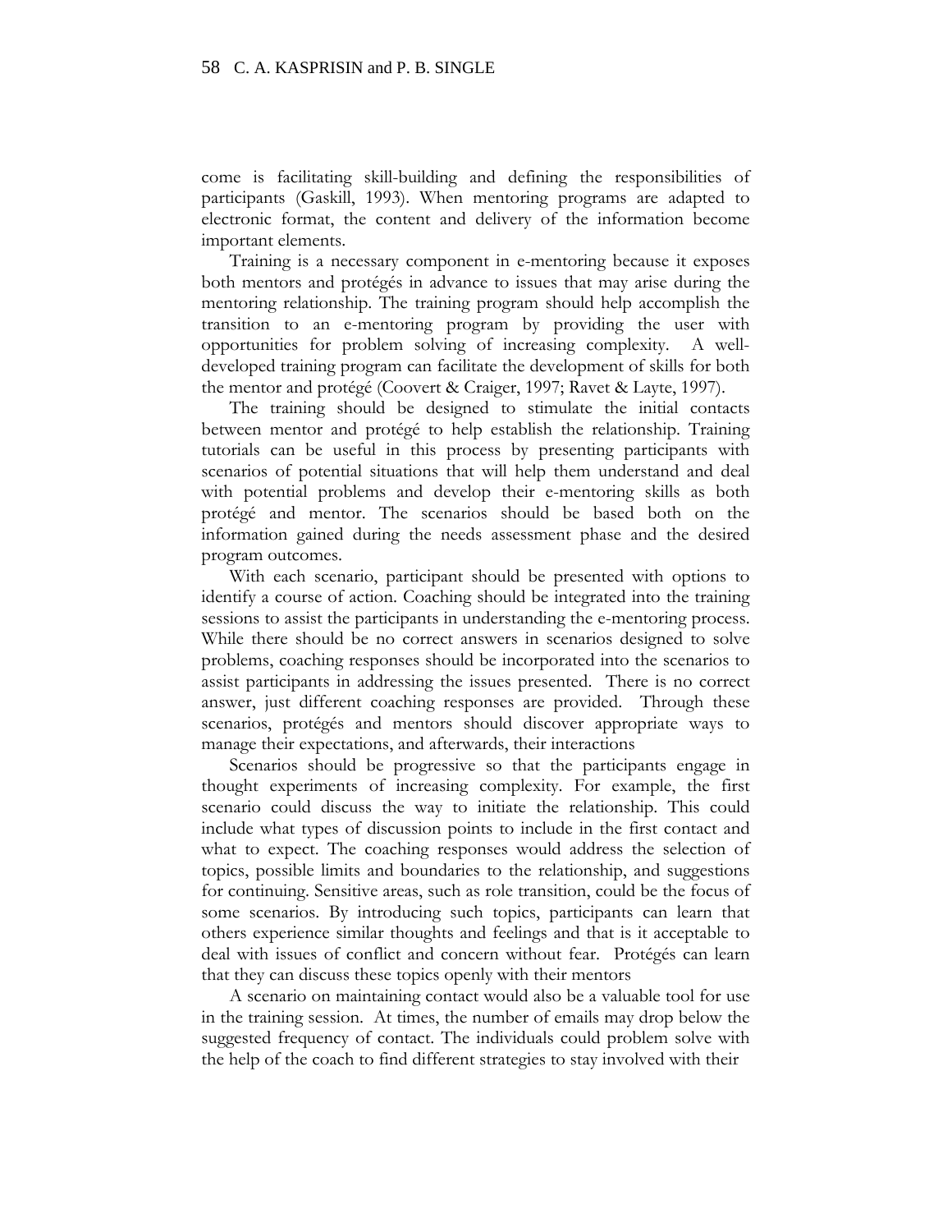come is facilitating skill-building and defining the responsibilities of participants (Gaskill, 1993). When mentoring programs are adapted to electronic format, the content and delivery of the information become important elements.

Training is a necessary component in e-mentoring because it exposes both mentors and protégés in advance to issues that may arise during the mentoring relationship. The training program should help accomplish the transition to an e-mentoring program by providing the user with opportunities for problem solving of increasing complexity. A well-developed training program can facilitate the development of skills for both the mentor and protégé (Coovert & Craiger, 1997; Ravet & Layte, 1997).

The training should be designed to stimulate the initial contacts between mentor and protégé to help establish the relationship. Training tutorials can be useful in this process by presenting participants with scenarios of potential situations that will help them understand and deal with potential problems and develop their e-mentoring skills as both protégé and mentor. The scenarios should be based both on the information gained during the needs assessment phase and the desired program outcomes.

With each scenario, participant should be presented with options to identify a course of action. Coaching should be integrated into the training sessions to assist the participants in understanding the e-mentoring process. While there should be no correct answers in scenarios designed to solve problems, coaching responses should be incorporated into the scenarios to assist participants in addressing the issues presented. There is no correct answer, just different coaching responses are provided. Through these scenarios, protégés and mentors should discover appropriate ways to manage their expectations, and afterwards, their interactions

Scenarios should be progressive so that the participants engage in thought experiments of increasing complexity. For example, the first scenario could discuss the way to initiate the relationship. This could include what types of discussion points to include in the first contact and what to expect. The coaching responses would address the selection of topics, possible limits and boundaries to the relationship, and suggestions for continuing. Sensitive areas, such as role transition, could be the focus of some scenarios. By introducing such topics, participants can learn that others experience similar thoughts and feelings and that is it acceptable to deal with issues of conflict and concern without fear. Protégés can learn that they can discuss these topics openly with their mentors

A scenario on maintaining contact would also be a valuable tool for use in the training session. At times, the number of emails may drop below the suggested frequency of contact. The individuals could problem solve with the help of the coach to find different strategies to stay involved with their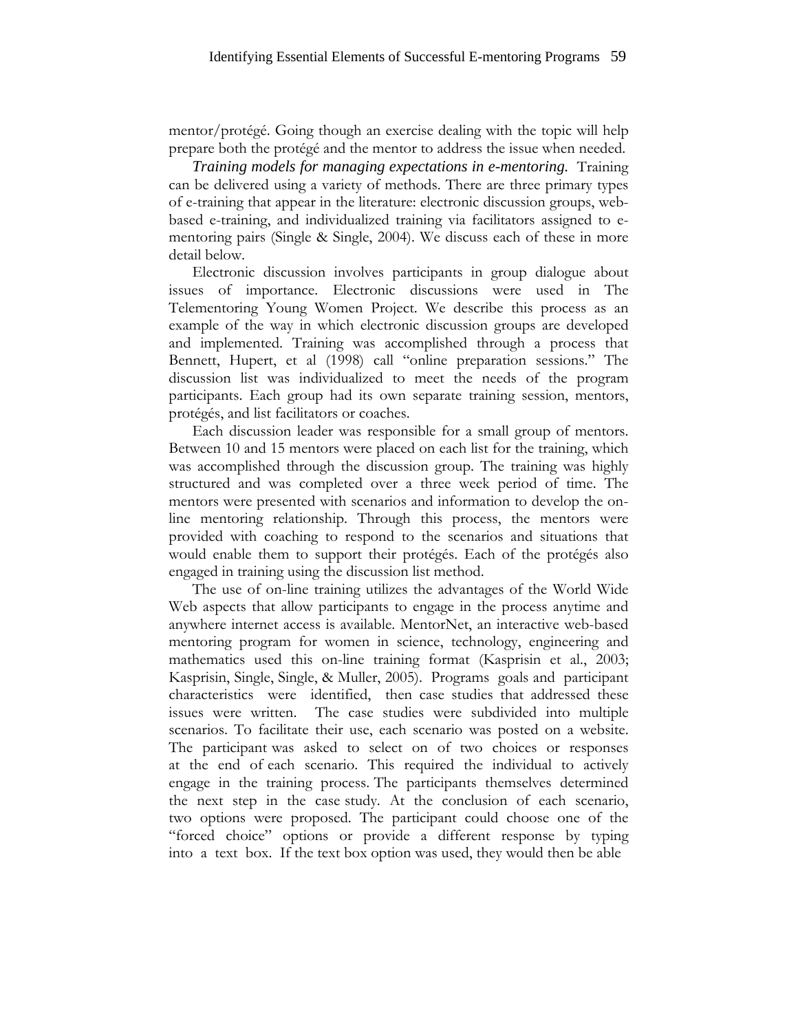mentor/protégé. Going though an exercise dealing with the topic will help prepare both the protégé and the mentor to address the issue when needed.

***Training models for managing expectations in e-mentoring.*** Training can be delivered using a variety of methods. There are three primary types of e-training that appear in the literature: electronic discussion groups, web-based e-training, and individualized training via facilitators assigned to e-mentoring pairs (Single & Single, 2004). We discuss each of these in more detail below.

Electronic discussion involves participants in group dialogue about issues of importance. Electronic discussions were used in The Telementoring Young Women Project. We describe this process as an example of the way in which electronic discussion groups are developed and implemented. Training was accomplished through a process that Bennett, Hupert, et al (1998) call "online preparation sessions." The discussion list was individualized to meet the needs of the program participants. Each group had its own separate training session, mentors, protégés, and list facilitators or coaches.

Each discussion leader was responsible for a small group of mentors. Between 10 and 15 mentors were placed on each list for the training, which was accomplished through the discussion group. The training was highly structured and was completed over a three week period of time. The mentors were presented with scenarios and information to develop the on-line mentoring relationship. Through this process, the mentors were provided with coaching to respond to the scenarios and situations that would enable them to support their protégés. Each of the protégés also engaged in training using the discussion list method.

The use of on-line training utilizes the advantages of the World Wide Web aspects that allow participants to engage in the process anytime and anywhere internet access is available. MentorNet, an interactive web-based mentoring program for women in science, technology, engineering and mathematics used this on-line training format (Kasprisin et al., 2003; Kasprisin, Single, Single, & Muller, 2005). Programs goals and participant characteristics were identified, then case studies that addressed these issues were written. The case studies were subdivided into multiple scenarios. To facilitate their use, each scenario was posted on a website. The participant was asked to select on of two choices or responses at the end of each scenario. This required the individual to actively engage in the training process. The participants themselves determined the next step in the case study. At the conclusion of each scenario, two options were proposed. The participant could choose one of the "forced choice" options or provide a different response by typing into a text box. If the text box option was used, they would then be able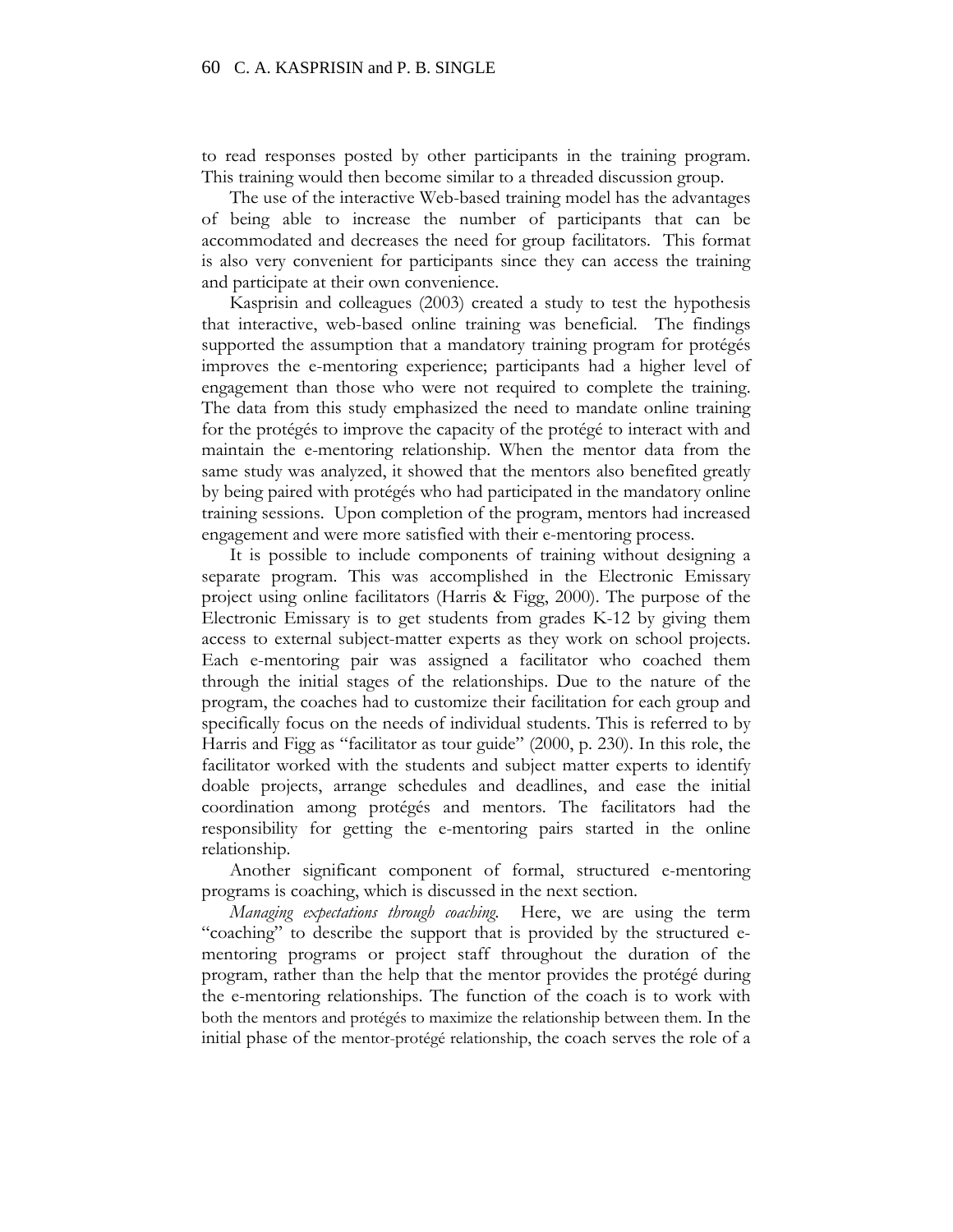to read responses posted by other participants in the training program. This training would then become similar to a threaded discussion group.

The use of the interactive Web-based training model has the advantages of being able to increase the number of participants that can be accommodated and decreases the need for group facilitators. This format is also very convenient for participants since they can access the training and participate at their own convenience.

Kasprisin and colleagues (2003) created a study to test the hypothesis that interactive, web-based online training was beneficial. The findings supported the assumption that a mandatory training program for protégés improves the e-mentoring experience; participants had a higher level of engagement than those who were not required to complete the training. The data from this study emphasized the need to mandate online training for the protégés to improve the capacity of the protégé to interact with and maintain the e-mentoring relationship. When the mentor data from the same study was analyzed, it showed that the mentors also benefited greatly by being paired with protégés who had participated in the mandatory online training sessions. Upon completion of the program, mentors had increased engagement and were more satisfied with their e-mentoring process.

It is possible to include components of training without designing a separate program. This was accomplished in the Electronic Emissary project using online facilitators (Harris & Figg, 2000). The purpose of the Electronic Emissary is to get students from grades K-12 by giving them access to external subject-matter experts as they work on school projects. Each e-mentoring pair was assigned a facilitator who coached them through the initial stages of the relationships. Due to the nature of the program, the coaches had to customize their facilitation for each group and specifically focus on the needs of individual students. This is referred to by Harris and Figg as "facilitator as tour guide" (2000, p. 230). In this role, the facilitator worked with the students and subject matter experts to identify doable projects, arrange schedules and deadlines, and ease the initial coordination among protégés and mentors. The facilitators had the responsibility for getting the e-mentoring pairs started in the online relationship.

Another significant component of formal, structured e-mentoring programs is coaching, which is discussed in the next section.

*Managing expectations through coaching.* Here, we are using the term "coaching" to describe the support that is provided by the structured e-mentoring programs or project staff throughout the duration of the program, rather than the help that the mentor provides the protégé during the e-mentoring relationships. The function of the coach is to work with both the mentors and protégés to maximize the relationship between them. In the initial phase of the mentor-protégé relationship, the coach serves the role of a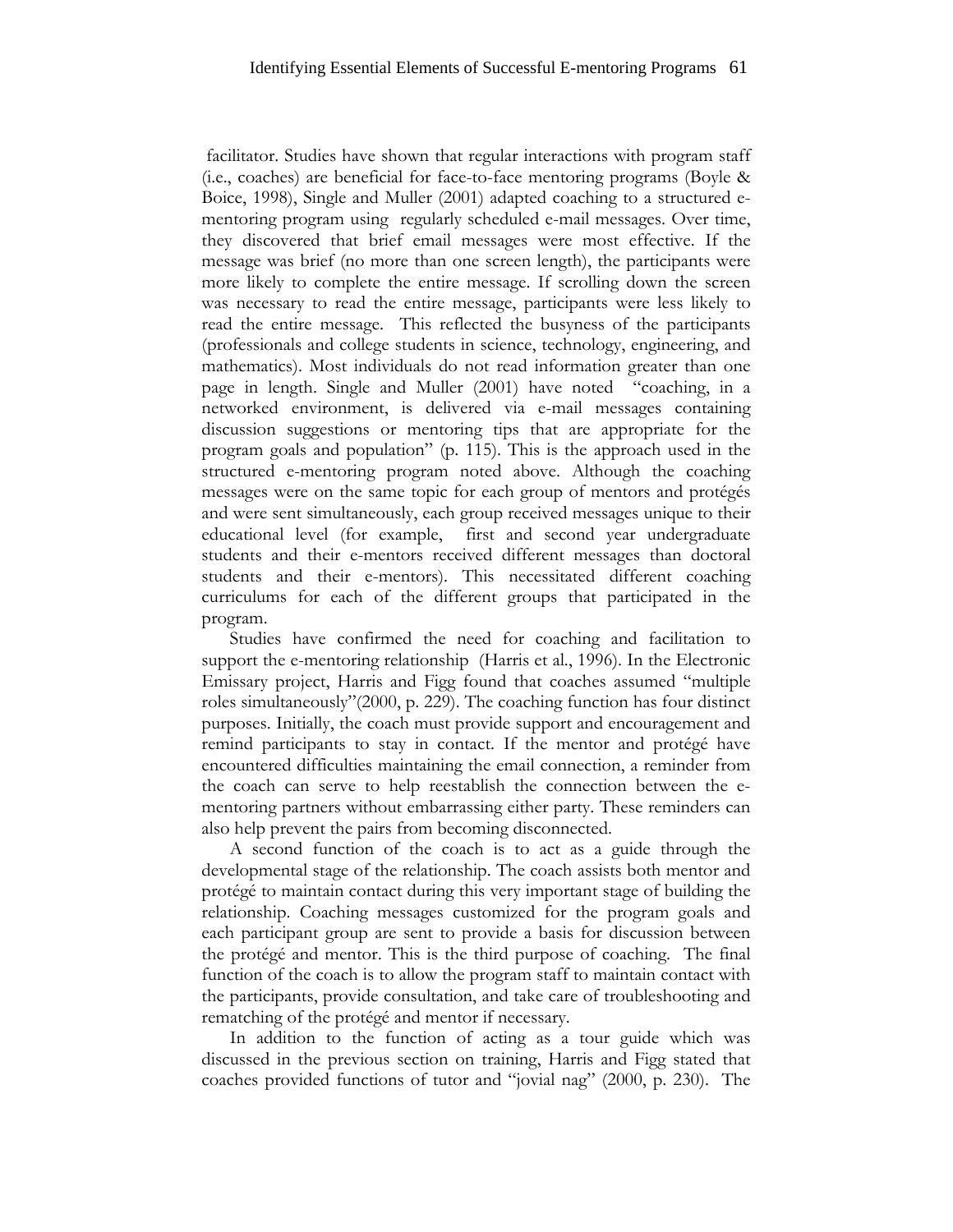facilitator. Studies have shown that regular interactions with program staff (i.e., coaches) are beneficial for face-to-face mentoring programs (Boyle & Boice, 1998), Single and Muller (2001) adapted coaching to a structured e-mentoring program using regularly scheduled e-mail messages. Over time, they discovered that brief email messages were most effective. If the message was brief (no more than one screen length), the participants were more likely to complete the entire message. If scrolling down the screen was necessary to read the entire message, participants were less likely to read the entire message. This reflected the busyness of the participants (professionals and college students in science, technology, engineering, and mathematics). Most individuals do not read information greater than one page in length. Single and Muller (2001) have noted "coaching, in a networked environment, is delivered via e-mail messages containing discussion suggestions or mentoring tips that are appropriate for the program goals and population" (p. 115). This is the approach used in the structured e-mentoring program noted above. Although the coaching messages were on the same topic for each group of mentors and protégés and were sent simultaneously, each group received messages unique to their educational level (for example, first and second year undergraduate students and their e-mentors received different messages than doctoral students and their e-mentors). This necessitated different coaching curriculums for each of the different groups that participated in the program.

Studies have confirmed the need for coaching and facilitation to support the e-mentoring relationship (Harris et al., 1996). In the Electronic Emissary project, Harris and Figg found that coaches assumed "multiple roles simultaneously"(2000, p. 229). The coaching function has four distinct purposes. Initially, the coach must provide support and encouragement and remind participants to stay in contact. If the mentor and protégé have encountered difficulties maintaining the email connection, a reminder from the coach can serve to help reestablish the connection between the e-mentoring partners without embarrassing either party. These reminders can also help prevent the pairs from becoming disconnected.

A second function of the coach is to act as a guide through the developmental stage of the relationship. The coach assists both mentor and protégé to maintain contact during this very important stage of building the relationship. Coaching messages customized for the program goals and each participant group are sent to provide a basis for discussion between the protégé and mentor. This is the third purpose of coaching. The final function of the coach is to allow the program staff to maintain contact with the participants, provide consultation, and take care of troubleshooting and rematching of the protégé and mentor if necessary.

In addition to the function of acting as a tour guide which was discussed in the previous section on training, Harris and Figg stated that coaches provided functions of tutor and "jovial nag" (2000, p. 230). The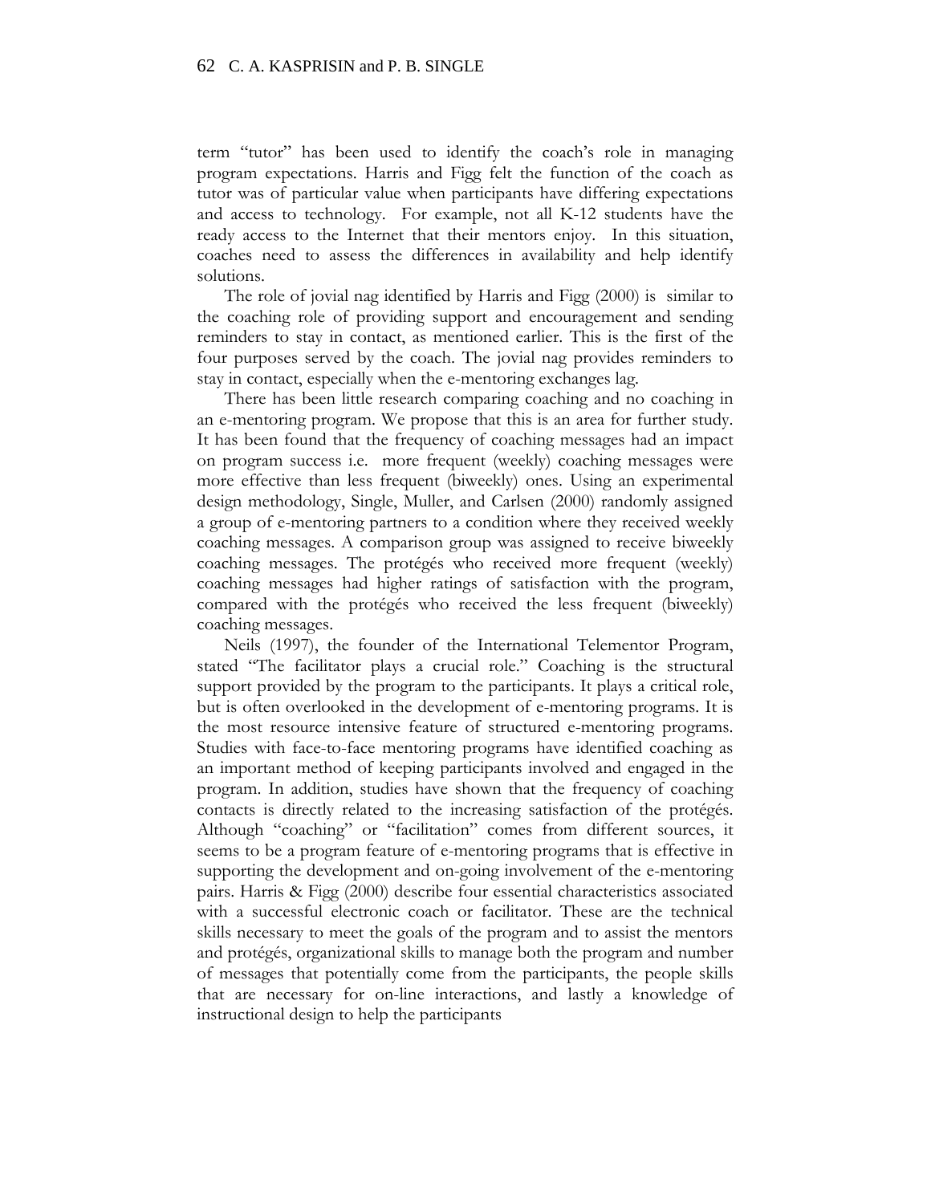term "tutor" has been used to identify the coach's role in managing program expectations. Harris and Figg felt the function of the coach as tutor was of particular value when participants have differing expectations and access to technology. For example, not all K-12 students have the ready access to the Internet that their mentors enjoy. In this situation, coaches need to assess the differences in availability and help identify solutions.

The role of jovial nag identified by Harris and Figg (2000) is similar to the coaching role of providing support and encouragement and sending reminders to stay in contact, as mentioned earlier. This is the first of the four purposes served by the coach. The jovial nag provides reminders to stay in contact, especially when the e-mentoring exchanges lag.

There has been little research comparing coaching and no coaching in an e-mentoring program. We propose that this is an area for further study. It has been found that the frequency of coaching messages had an impact on program success i.e. more frequent (weekly) coaching messages were more effective than less frequent (biweekly) ones. Using an experimental design methodology, Single, Muller, and Carlsen (2000) randomly assigned a group of e-mentoring partners to a condition where they received weekly coaching messages. A comparison group was assigned to receive biweekly coaching messages. The protégés who received more frequent (weekly) coaching messages had higher ratings of satisfaction with the program, compared with the protégés who received the less frequent (biweekly) coaching messages.

Neils (1997), the founder of the International Telementor Program, stated "The facilitator plays a crucial role." Coaching is the structural support provided by the program to the participants. It plays a critical role, but is often overlooked in the development of e-mentoring programs. It is the most resource intensive feature of structured e-mentoring programs. Studies with face-to-face mentoring programs have identified coaching as an important method of keeping participants involved and engaged in the program. In addition, studies have shown that the frequency of coaching contacts is directly related to the increasing satisfaction of the protégés. Although "coaching" or "facilitation" comes from different sources, it seems to be a program feature of e-mentoring programs that is effective in supporting the development and on-going involvement of the e-mentoring pairs. Harris & Figg (2000) describe four essential characteristics associated with a successful electronic coach or facilitator. These are the technical skills necessary to meet the goals of the program and to assist the mentors and protégés, organizational skills to manage both the program and number of messages that potentially come from the participants, the people skills that are necessary for on-line interactions, and lastly a knowledge of instructional design to help the participants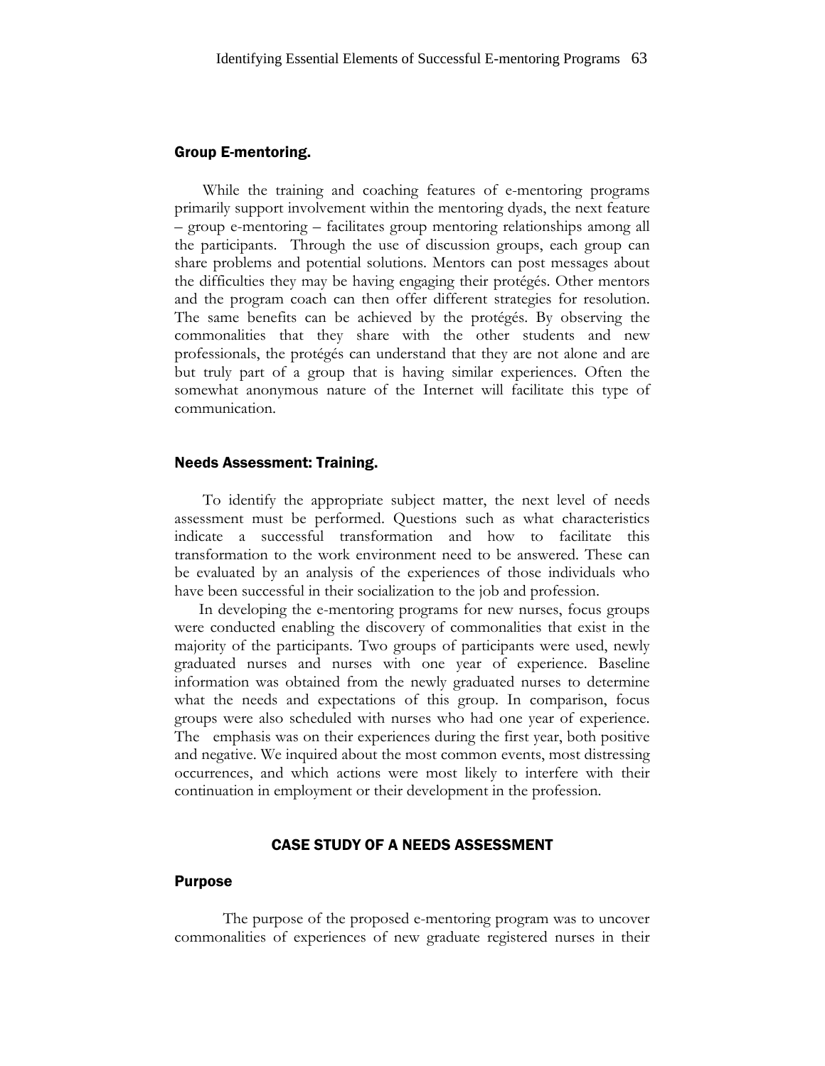### Group E-mentoring.

While the training and coaching features of e-mentoring programs primarily support involvement within the mentoring dyads, the next feature – group e-mentoring – facilitates group mentoring relationships among all the participants. Through the use of discussion groups, each group can share problems and potential solutions. Mentors can post messages about the difficulties they may be having engaging their protégés. Other mentors and the program coach can then offer different strategies for resolution. The same benefits can be achieved by the protégés. By observing the commonalities that they share with the other students and new professionals, the protégés can understand that they are not alone and are but truly part of a group that is having similar experiences. Often the somewhat anonymous nature of the Internet will facilitate this type of communication.

### Needs Assessment: Training.

To identify the appropriate subject matter, the next level of needs assessment must be performed. Questions such as what characteristics indicate a successful transformation and how to facilitate this transformation to the work environment need to be answered. These can be evaluated by an analysis of the experiences of those individuals who have been successful in their socialization to the job and profession.

In developing the e-mentoring programs for new nurses, focus groups were conducted enabling the discovery of commonalities that exist in the majority of the participants. Two groups of participants were used, newly graduated nurses and nurses with one year of experience. Baseline information was obtained from the newly graduated nurses to determine what the needs and expectations of this group. In comparison, focus groups were also scheduled with nurses who had one year of experience. The emphasis was on their experiences during the first year, both positive and negative. We inquired about the most common events, most distressing occurrences, and which actions were most likely to interfere with their continuation in employment or their development in the profession.

## CASE STUDY OF A NEEDS ASSESSMENT

### Purpose

The purpose of the proposed e-mentoring program was to uncover commonalities of experiences of new graduate registered nurses in their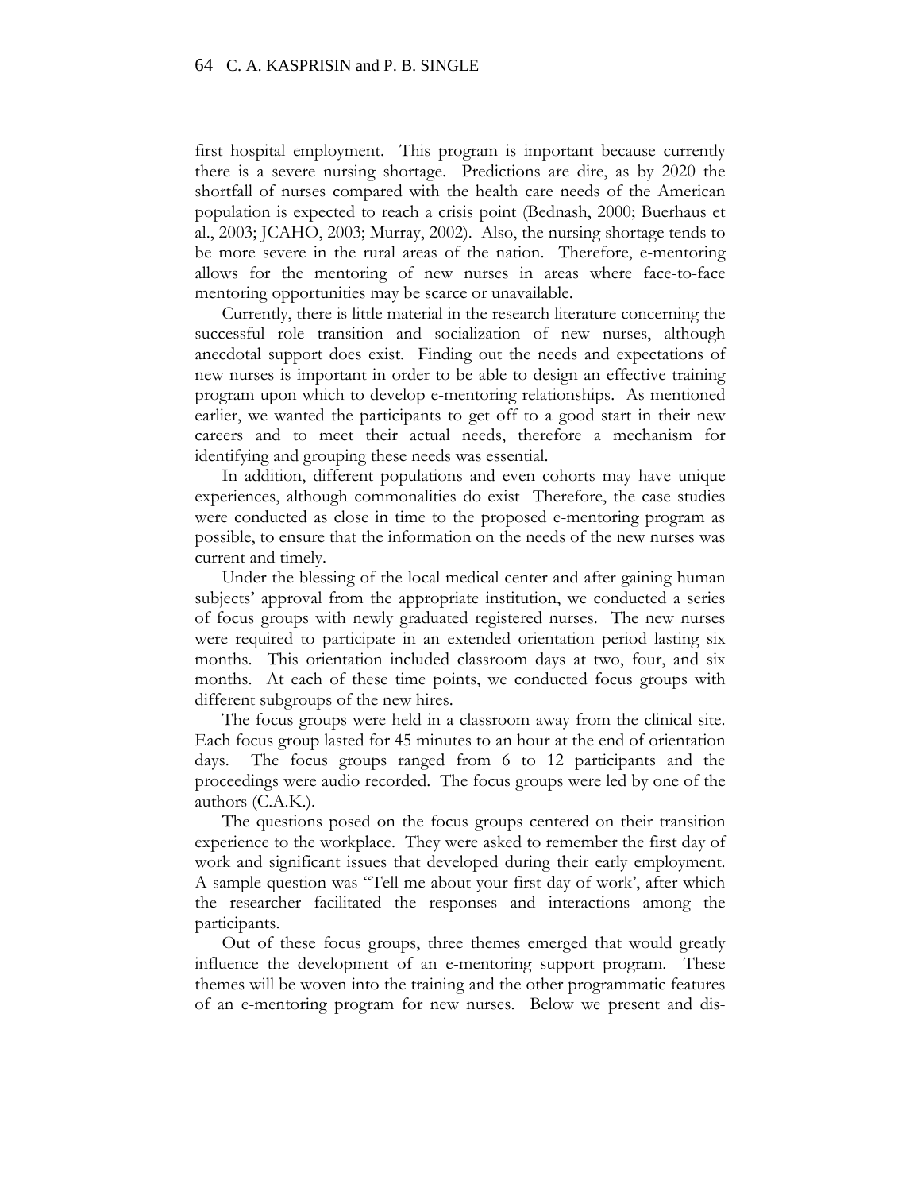first hospital employment. This program is important because currently there is a severe nursing shortage. Predictions are dire, as by 2020 the shortfall of nurses compared with the health care needs of the American population is expected to reach a crisis point (Bednash, 2000; Buerhaus et al., 2003; JCAHO, 2003; Murray, 2002). Also, the nursing shortage tends to be more severe in the rural areas of the nation. Therefore, e-mentoring allows for the mentoring of new nurses in areas where face-to-face mentoring opportunities may be scarce or unavailable.

Currently, there is little material in the research literature concerning the successful role transition and socialization of new nurses, although anecdotal support does exist. Finding out the needs and expectations of new nurses is important in order to be able to design an effective training program upon which to develop e-mentoring relationships. As mentioned earlier, we wanted the participants to get off to a good start in their new careers and to meet their actual needs, therefore a mechanism for identifying and grouping these needs was essential.

In addition, different populations and even cohorts may have unique experiences, although commonalities do exist Therefore, the case studies were conducted as close in time to the proposed e-mentoring program as possible, to ensure that the information on the needs of the new nurses was current and timely.

Under the blessing of the local medical center and after gaining human subjects' approval from the appropriate institution, we conducted a series of focus groups with newly graduated registered nurses. The new nurses were required to participate in an extended orientation period lasting six months. This orientation included classroom days at two, four, and six months. At each of these time points, we conducted focus groups with different subgroups of the new hires.

The focus groups were held in a classroom away from the clinical site. Each focus group lasted for 45 minutes to an hour at the end of orientation days. The focus groups ranged from 6 to 12 participants and the proceedings were audio recorded. The focus groups were led by one of the authors (C.A.K.).

The questions posed on the focus groups centered on their transition experience to the workplace. They were asked to remember the first day of work and significant issues that developed during their early employment. A sample question was "Tell me about your first day of work', after which the researcher facilitated the responses and interactions among the participants.

Out of these focus groups, three themes emerged that would greatly influence the development of an e-mentoring support program. These themes will be woven into the training and the other programmatic features of an e-mentoring program for new nurses. Below we present and dis-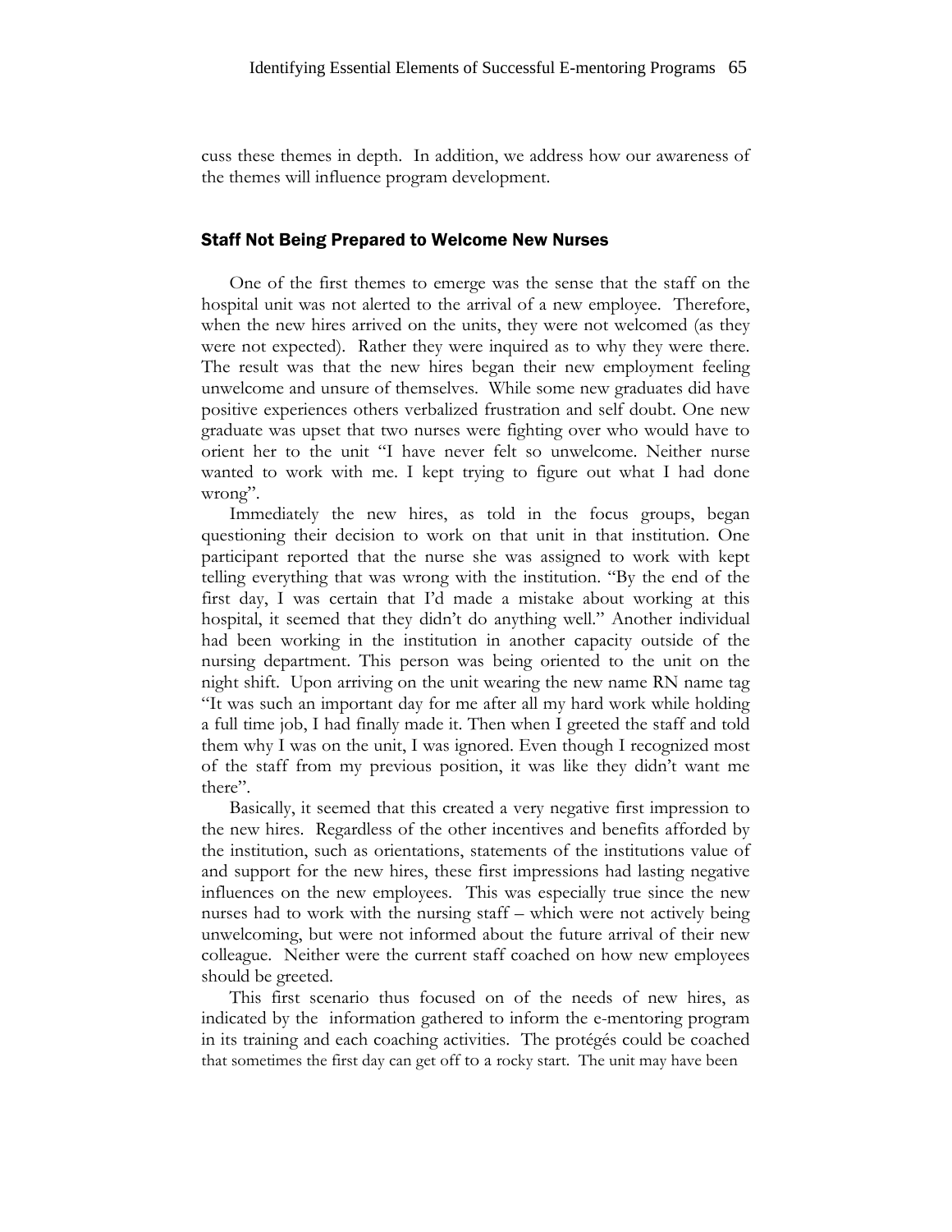cuss these themes in depth. In addition, we address how our awareness of the themes will influence program development.

## Staff Not Being Prepared to Welcome New Nurses

One of the first themes to emerge was the sense that the staff on the hospital unit was not alerted to the arrival of a new employee. Therefore, when the new hires arrived on the units, they were not welcomed (as they were not expected). Rather they were inquired as to why they were there. The result was that the new hires began their new employment feeling unwelcome and unsure of themselves. While some new graduates did have positive experiences others verbalized frustration and self doubt. One new graduate was upset that two nurses were fighting over who would have to orient her to the unit "I have never felt so unwelcome. Neither nurse wanted to work with me. I kept trying to figure out what I had done wrong".

Immediately the new hires, as told in the focus groups, began questioning their decision to work on that unit in that institution. One participant reported that the nurse she was assigned to work with kept telling everything that was wrong with the institution. "By the end of the first day, I was certain that I'd made a mistake about working at this hospital, it seemed that they didn't do anything well." Another individual had been working in the institution in another capacity outside of the nursing department. This person was being oriented to the unit on the night shift. Upon arriving on the unit wearing the new name RN name tag "It was such an important day for me after all my hard work while holding a full time job, I had finally made it. Then when I greeted the staff and told them why I was on the unit, I was ignored. Even though I recognized most of the staff from my previous position, it was like they didn't want me there".

Basically, it seemed that this created a very negative first impression to the new hires. Regardless of the other incentives and benefits afforded by the institution, such as orientations, statements of the institutions value of and support for the new hires, these first impressions had lasting negative influences on the new employees. This was especially true since the new nurses had to work with the nursing staff – which were not actively being unwelcoming, but were not informed about the future arrival of their new colleague. Neither were the current staff coached on how new employees should be greeted.

This first scenario thus focused on of the needs of new hires, as indicated by the information gathered to inform the e-mentoring program in its training and each coaching activities. The protégés could be coached that sometimes the first day can get off to a rocky start. The unit may have been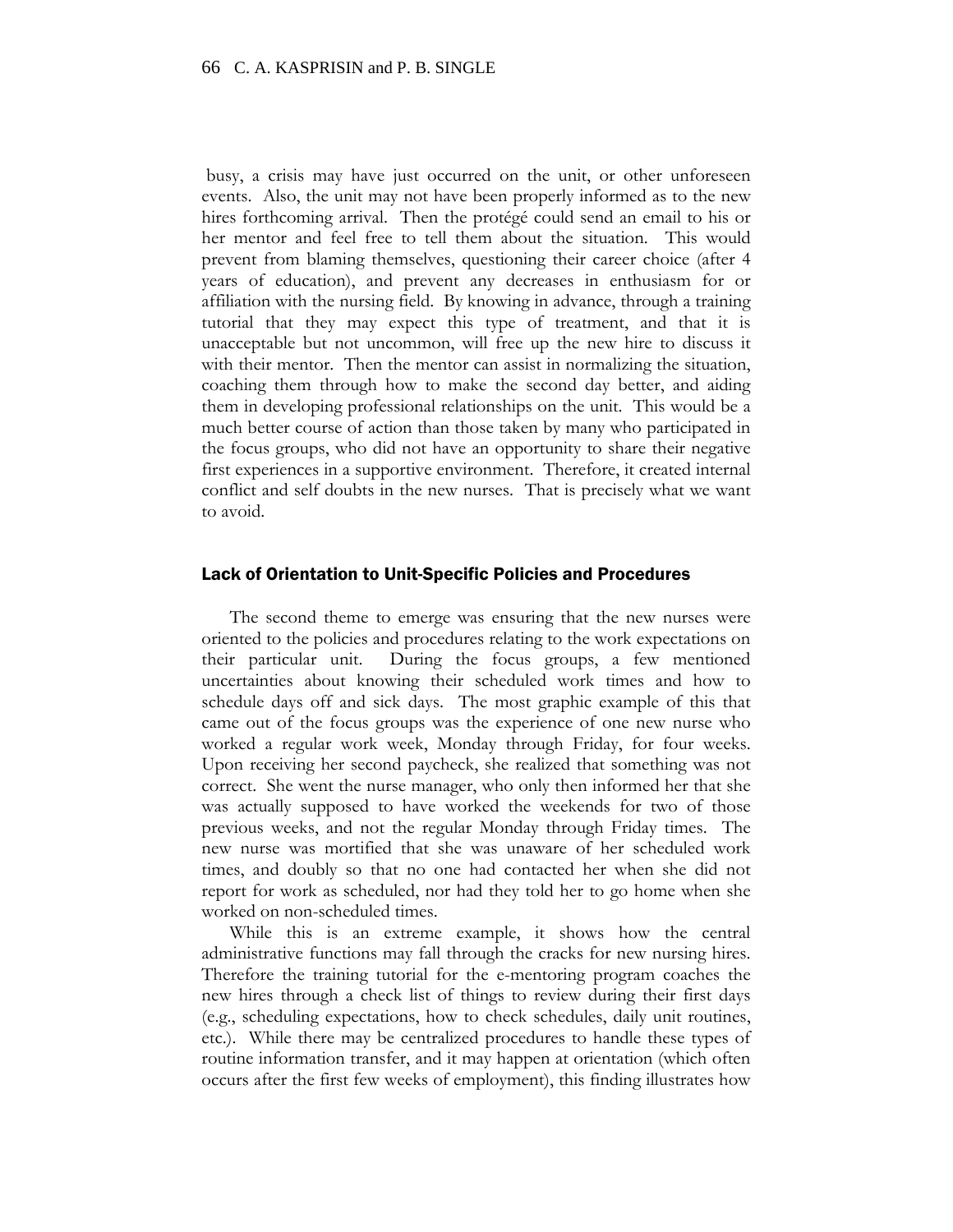busy, a crisis may have just occurred on the unit, or other unforeseen events. Also, the unit may not have been properly informed as to the new hires forthcoming arrival. Then the protégé could send an email to his or her mentor and feel free to tell them about the situation. This would prevent from blaming themselves, questioning their career choice (after 4 years of education), and prevent any decreases in enthusiasm for or affiliation with the nursing field. By knowing in advance, through a training tutorial that they may expect this type of treatment, and that it is unacceptable but not uncommon, will free up the new hire to discuss it with their mentor. Then the mentor can assist in normalizing the situation, coaching them through how to make the second day better, and aiding them in developing professional relationships on the unit. This would be a much better course of action than those taken by many who participated in the focus groups, who did not have an opportunity to share their negative first experiences in a supportive environment. Therefore, it created internal conflict and self doubts in the new nurses. That is precisely what we want to avoid.

## Lack of Orientation to Unit-Specific Policies and Procedures

The second theme to emerge was ensuring that the new nurses were oriented to the policies and procedures relating to the work expectations on their particular unit. During the focus groups, a few mentioned uncertainties about knowing their scheduled work times and how to schedule days off and sick days. The most graphic example of this that came out of the focus groups was the experience of one new nurse who worked a regular work week, Monday through Friday, for four weeks. Upon receiving her second paycheck, she realized that something was not correct. She went the nurse manager, who only then informed her that she was actually supposed to have worked the weekends for two of those previous weeks, and not the regular Monday through Friday times. The new nurse was mortified that she was unaware of her scheduled work times, and doubly so that no one had contacted her when she did not report for work as scheduled, nor had they told her to go home when she worked on non-scheduled times.

While this is an extreme example, it shows how the central administrative functions may fall through the cracks for new nursing hires. Therefore the training tutorial for the e-mentoring program coaches the new hires through a check list of things to review during their first days (e.g., scheduling expectations, how to check schedules, daily unit routines, etc.). While there may be centralized procedures to handle these types of routine information transfer, and it may happen at orientation (which often occurs after the first few weeks of employment), this finding illustrates how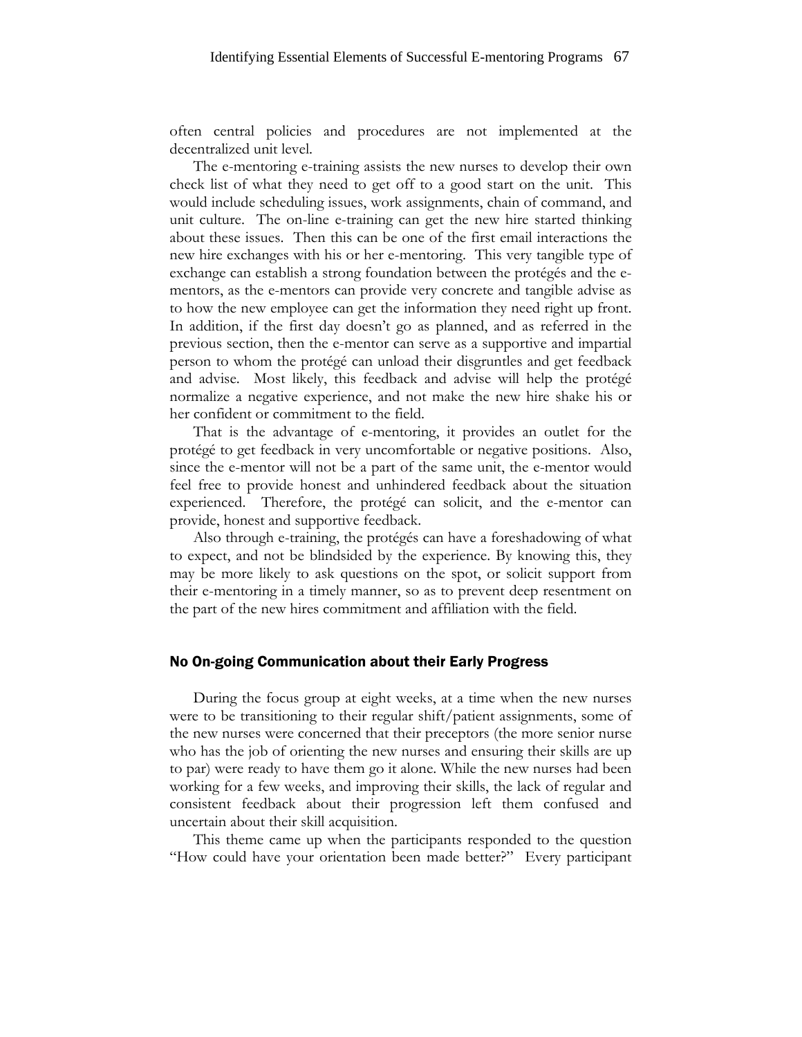often central policies and procedures are not implemented at the decentralized unit level.

The e-mentoring e-training assists the new nurses to develop their own check list of what they need to get off to a good start on the unit. This would include scheduling issues, work assignments, chain of command, and unit culture. The on-line e-training can get the new hire started thinking about these issues. Then this can be one of the first email interactions the new hire exchanges with his or her e-mentoring. This very tangible type of exchange can establish a strong foundation between the protégés and the e-mentors, as the e-mentors can provide very concrete and tangible advise as to how the new employee can get the information they need right up front. In addition, if the first day doesn't go as planned, and as referred in the previous section, then the e-mentor can serve as a supportive and impartial person to whom the protégé can unload their disgruntles and get feedback and advise. Most likely, this feedback and advise will help the protégé normalize a negative experience, and not make the new hire shake his or her confident or commitment to the field.

That is the advantage of e-mentoring, it provides an outlet for the protégé to get feedback in very uncomfortable or negative positions. Also, since the e-mentor will not be a part of the same unit, the e-mentor would feel free to provide honest and unhindered feedback about the situation experienced. Therefore, the protégé can solicit, and the e-mentor can provide, honest and supportive feedback.

Also through e-training, the protégés can have a foreshadowing of what to expect, and not be blindsided by the experience. By knowing this, they may be more likely to ask questions on the spot, or solicit support from their e-mentoring in a timely manner, so as to prevent deep resentment on the part of the new hires commitment and affiliation with the field.

## No On-going Communication about their Early Progress

During the focus group at eight weeks, at a time when the new nurses were to be transitioning to their regular shift/patient assignments, some of the new nurses were concerned that their preceptors (the more senior nurse who has the job of orienting the new nurses and ensuring their skills are up to par) were ready to have them go it alone. While the new nurses had been working for a few weeks, and improving their skills, the lack of regular and consistent feedback about their progression left them confused and uncertain about their skill acquisition.

This theme came up when the participants responded to the question "How could have your orientation been made better?" Every participant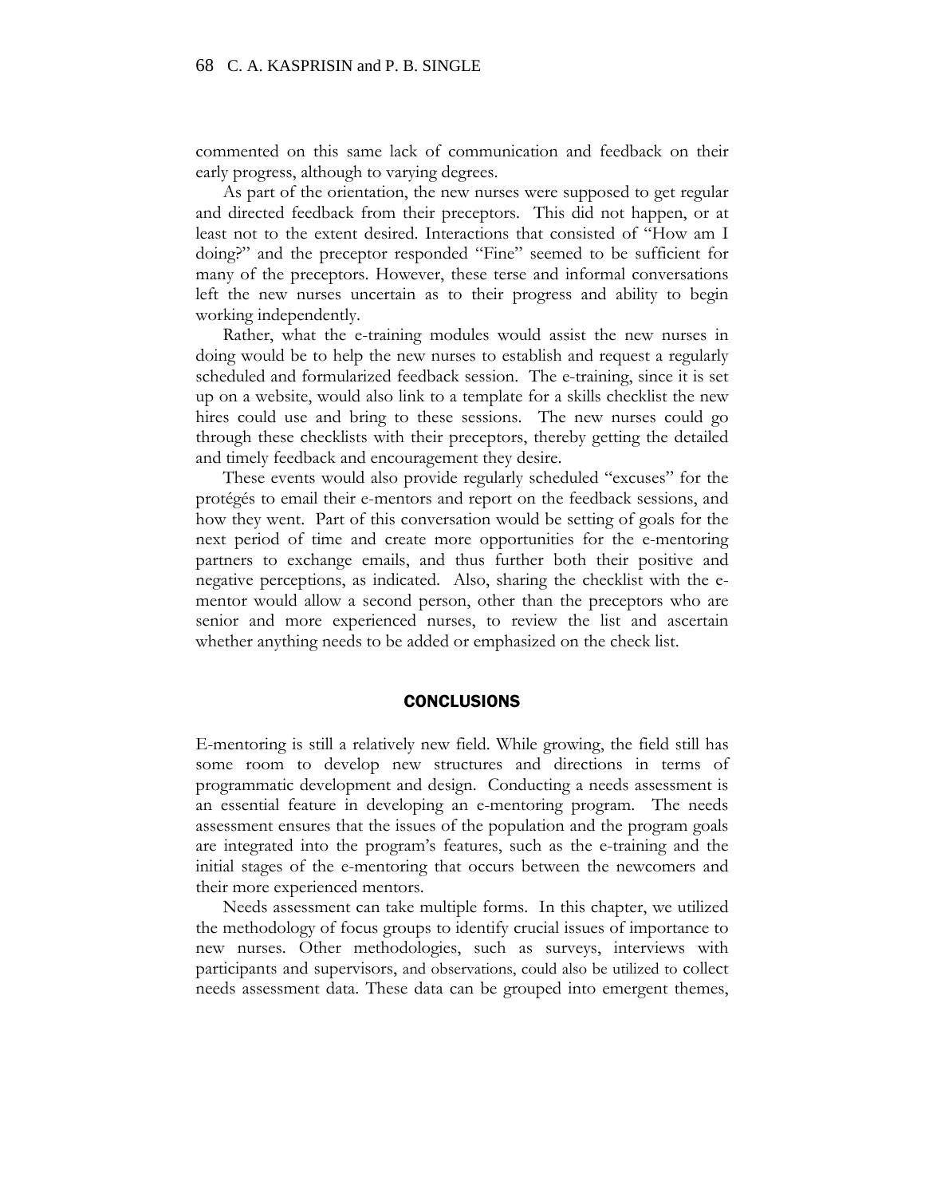commented on this same lack of communication and feedback on their early progress, although to varying degrees.

As part of the orientation, the new nurses were supposed to get regular and directed feedback from their preceptors. This did not happen, or at least not to the extent desired. Interactions that consisted of "How am I doing?" and the preceptor responded "Fine" seemed to be sufficient for many of the preceptors. However, these terse and informal conversations left the new nurses uncertain as to their progress and ability to begin working independently.

Rather, what the e-training modules would assist the new nurses in doing would be to help the new nurses to establish and request a regularly scheduled and formularized feedback session. The e-training, since it is set up on a website, would also link to a template for a skills checklist the new hires could use and bring to these sessions. The new nurses could go through these checklists with their preceptors, thereby getting the detailed and timely feedback and encouragement they desire.

These events would also provide regularly scheduled "excuses" for the protégés to email their e-mentors and report on the feedback sessions, and how they went. Part of this conversation would be setting of goals for the next period of time and create more opportunities for the e-mentoring partners to exchange emails, and thus further both their positive and negative perceptions, as indicated. Also, sharing the checklist with the e-mentor would allow a second person, other than the preceptors who are senior and more experienced nurses, to review the list and ascertain whether anything needs to be added or emphasized on the check list.

## CONCLUSIONS

E-mentoring is still a relatively new field. While growing, the field still has some room to develop new structures and directions in terms of programmatic development and design. Conducting a needs assessment is an essential feature in developing an e-mentoring program. The needs assessment ensures that the issues of the population and the program goals are integrated into the program's features, such as the e-training and the initial stages of the e-mentoring that occurs between the newcomers and their more experienced mentors.

Needs assessment can take multiple forms. In this chapter, we utilized the methodology of focus groups to identify crucial issues of importance to new nurses. Other methodologies, such as surveys, interviews with participants and supervisors, and observations, could also be utilized to collect needs assessment data. These data can be grouped into emergent themes,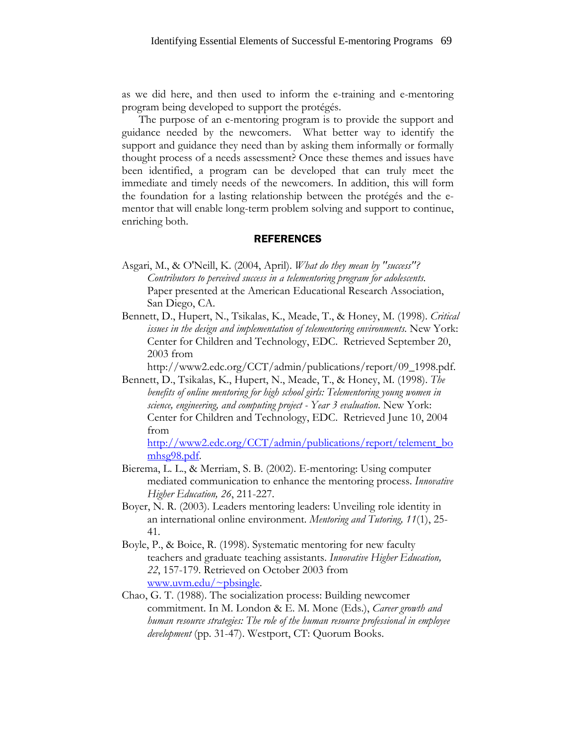as we did here, and then used to inform the e-training and e-mentoring program being developed to support the protégés.

The purpose of an e-mentoring program is to provide the support and guidance needed by the newcomers. What better way to identify the support and guidance they need than by asking them informally or formally thought process of a needs assessment? Once these themes and issues have been identified, a program can be developed that can truly meet the immediate and timely needs of the newcomers. In addition, this will form the foundation for a lasting relationship between the protégés and the e-mentor that will enable long-term problem solving and support to continue, enriching both.

## REFERENCES

Asgari, M., & O'Neill, K. (2004, April). *What do they mean by "success"? Contributors to perceived success in a telementoring program for adolescents.* Paper presented at the American Educational Research Association, San Diego, CA.

Bennett, D., Hupert, N., Tsikalas, K., Meade, T., & Honey, M. (1998). *Critical issues in the design and implementation of telementoring environments.* New York: Center for Children and Technology, EDC. Retrieved September 20, 2003 from http://www2.edc.org/CCT/admin/publications/report/09_1998.pdf.

Bennett, D., Tsikalas, K., Hupert, N., Meade, T., & Honey, M. (1998). *The benefits of online mentoring for high school girls: Telementoring young women in science, engineering, and computing project - Year 3 evaluation*. New York: Center for Children and Technology, EDC. Retrieved June 10, 2004 from http://www2.edc.org/CCT/admin/publications/report/telement_bomhsg98.pdf.

Bierema, L. L., & Merriam, S. B. (2002). E-mentoring: Using computer mediated communication to enhance the mentoring process. *Innovative Higher Education, 26*, 211-227.

Boyer, N. R. (2003). Leaders mentoring leaders: Unveiling role identity in an international online environment. *Mentoring and Tutoring, 11*(1), 25-41.

Boyle, P., & Boice, R. (1998). Systematic mentoring for new faculty teachers and graduate teaching assistants. *Innovative Higher Education, 22*, 157-179. Retrieved on October 2003 from www.uvm.edu/~pbsingle.

Chao, G. T. (1988). The socialization process: Building newcomer commitment. In M. London & E. M. Mone (Eds.), *Career growth and human resource strategies: The role of the human resource professional in employee development* (pp. 31-47). Westport, CT: Quorum Books.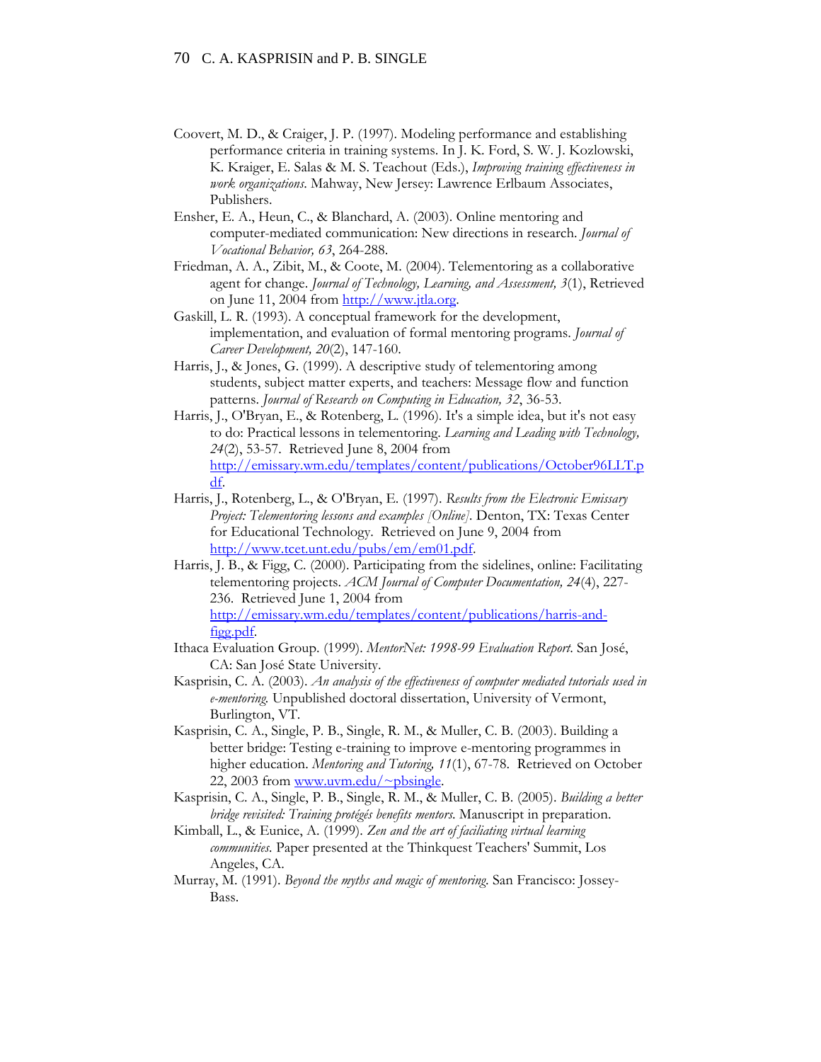Coovert, M. D., & Craiger, J. P. (1997). Modeling performance and establishing performance criteria in training systems. In J. K. Ford, S. W. J. Kozlowski, K. Kraiger, E. Salas & M. S. Teachout (Eds.), *Improving training effectiveness in work organizations*. Mahway, New Jersey: Lawrence Erlbaum Associates, Publishers.

Ensher, E. A., Heun, C., & Blanchard, A. (2003). Online mentoring and computer-mediated communication: New directions in research. *Journal of Vocational Behavior, 63*, 264-288.

Friedman, A. A., Zibit, M., & Coote, M. (2004). Telementoring as a collaborative agent for change. *Journal of Technology, Learning, and Assessment, 3*(1), Retrieved on June 11, 2004 from http://www.jtla.org.

Gaskill, L. R. (1993). A conceptual framework for the development, implementation, and evaluation of formal mentoring programs. *Journal of Career Development, 20*(2), 147-160.

Harris, J., & Jones, G. (1999). A descriptive study of telementoring among students, subject matter experts, and teachers: Message flow and function patterns. *Journal of Research on Computing in Education, 32*, 36-53.

Harris, J., O'Bryan, E., & Rotenberg, L. (1996). It's a simple idea, but it's not easy to do: Practical lessons in telementoring. *Learning and Leading with Technology, 24*(2), 53-57. Retrieved June 8, 2004 from http://emissary.wm.edu/templates/content/publications/October96LLT.pdf.

Harris, J., Rotenberg, L., & O'Bryan, E. (1997). *Results from the Electronic Emissary Project: Telementoring lessons and examples [Online]*. Denton, TX: Texas Center for Educational Technology. Retrieved on June 9, 2004 from http://www.tcet.unt.edu/pubs/em/em01.pdf.

Harris, J. B., & Figg, C. (2000). Participating from the sidelines, online: Facilitating telementoring projects. *ACM Journal of Computer Documentation, 24*(4), 227-236. Retrieved June 1, 2004 from http://emissary.wm.edu/templates/content/publications/harris-and-figg.pdf.

Ithaca Evaluation Group. (1999). *MentorNet: 1998-99 Evaluation Report*. San José, CA: San José State University.

Kasprisin, C. A. (2003). *An analysis of the effectiveness of computer mediated tutorials used in e-mentoring.* Unpublished doctoral dissertation, University of Vermont, Burlington, VT.

Kasprisin, C. A., Single, P. B., Single, R. M., & Muller, C. B. (2003). Building a better bridge: Testing e-training to improve e-mentoring programmes in higher education. *Mentoring and Tutoring, 11*(1), 67-78. Retrieved on October 22, 2003 from www.uvm.edu/~pbsingle.

Kasprisin, C. A., Single, P. B., Single, R. M., & Muller, C. B. (2005). *Building a better bridge revisited: Training protégés benefits mentors.* Manuscript in preparation.

Kimball, L., & Eunice, A. (1999). *Zen and the art of faciliating virtual learning communities.* Paper presented at the Thinkquest Teachers' Summit, Los Angeles, CA.

Murray, M. (1991). *Beyond the myths and magic of mentoring.* San Francisco: Jossey-Bass.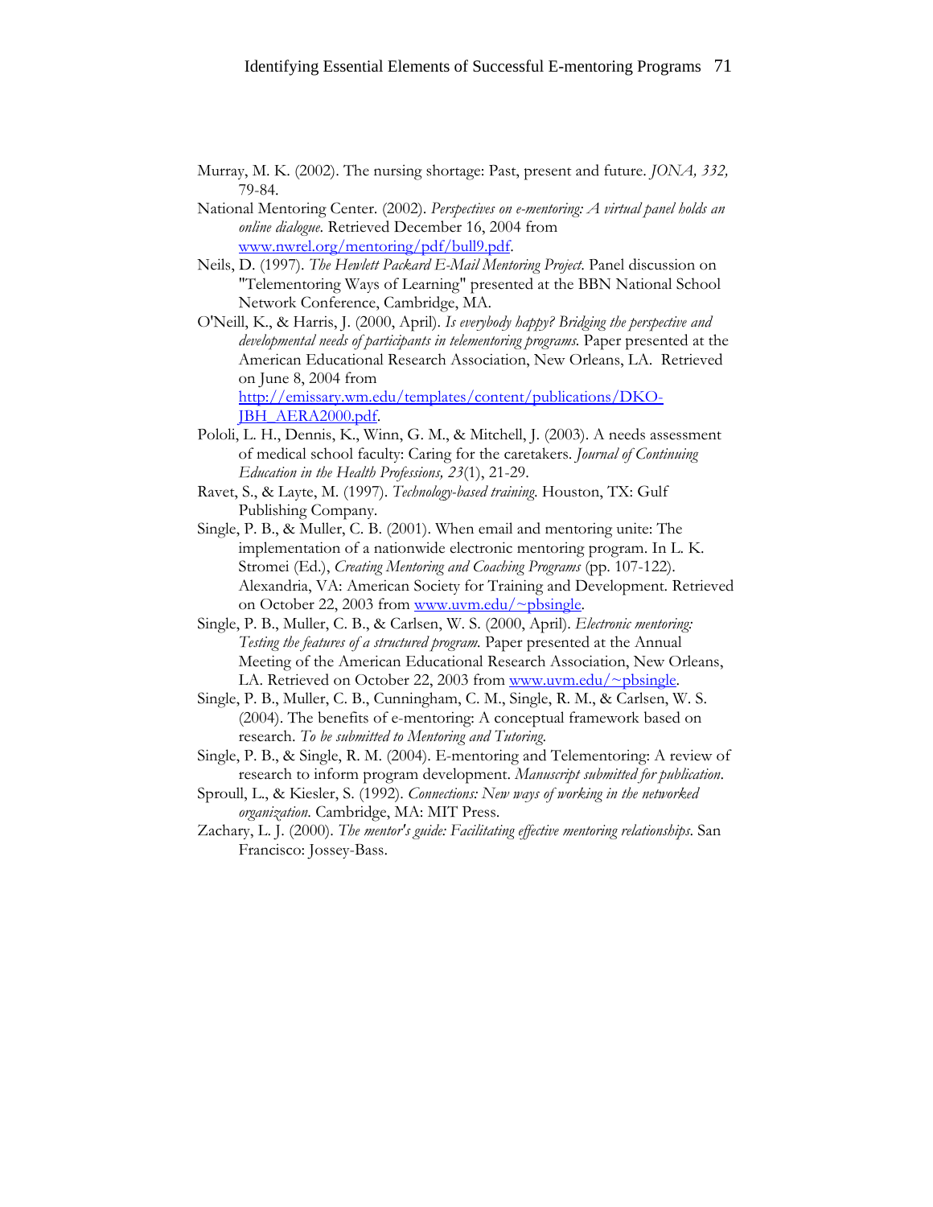Murray, M. K. (2002). The nursing shortage: Past, present and future. *JONA, 332,* 79-84.

National Mentoring Center. (2002). *Perspectives on e-mentoring: A virtual panel holds an online dialogue.* Retrieved December 16, 2004 from www.nwrel.org/mentoring/pdf/bull9.pdf.

Neils, D. (1997). *The Hewlett Packard E-Mail Mentoring Project.* Panel discussion on "Telementoring Ways of Learning" presented at the BBN National School Network Conference, Cambridge, MA.

O'Neill, K., & Harris, J. (2000, April). *Is everybody happy? Bridging the perspective and developmental needs of participants in telementoring programs.* Paper presented at the American Educational Research Association, New Orleans, LA. Retrieved on June 8, 2004 from http://emissary.wm.edu/templates/content/publications/DKO-JBH_AERA2000.pdf.

Pololi, L. H., Dennis, K., Winn, G. M., & Mitchell, J. (2003). A needs assessment of medical school faculty: Caring for the caretakers. *Journal of Continuing Education in the Health Professions, 23*(1), 21-29.

Ravet, S., & Layte, M. (1997). *Technology-based training.* Houston, TX: Gulf Publishing Company.

Single, P. B., & Muller, C. B. (2001). When email and mentoring unite: The implementation of a nationwide electronic mentoring program. In L. K. Stromei (Ed.), *Creating Mentoring and Coaching Programs* (pp. 107-122). Alexandria, VA: American Society for Training and Development. Retrieved on October 22, 2003 from www.uvm.edu/~pbsingle.

Single, P. B., Muller, C. B., & Carlsen, W. S. (2000, April). *Electronic mentoring: Testing the features of a structured program.* Paper presented at the Annual Meeting of the American Educational Research Association, New Orleans, LA. Retrieved on October 22, 2003 from www.uvm.edu/~pbsingle.

Single, P. B., Muller, C. B., Cunningham, C. M., Single, R. M., & Carlsen, W. S. (2004). The benefits of e-mentoring: A conceptual framework based on research. *To be submitted to Mentoring and Tutoring.*

Single, P. B., & Single, R. M. (2004). E-mentoring and Telementoring: A review of research to inform program development. *Manuscript submitted for publication.*

Sproull, L., & Kiesler, S. (1992). *Connections: New ways of working in the networked organization.* Cambridge, MA: MIT Press.

Zachary, L. J. (2000). *The mentor's guide: Facilitating effective mentoring relationships.* San Francisco: Jossey-Bass.